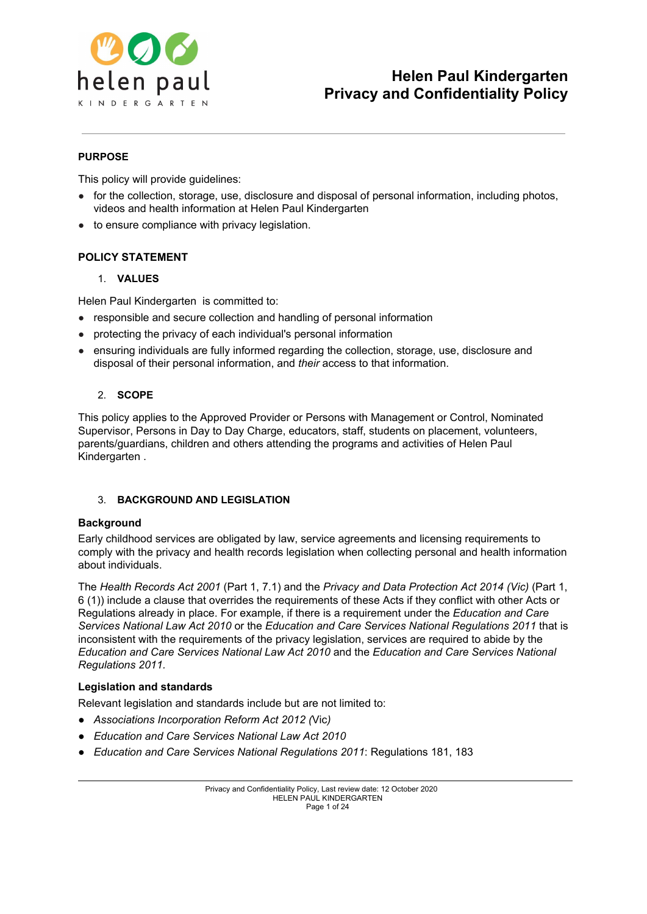# Helen Paul Kindergarten Privacy and Confidentiality Policy

## PURPOSE

This policy will provide guidelines:

- for the collection, storage, use, disclosure and disposal of personal information, including photos, videos and health information at Helen Paul Kindergarten
- to ensure compliance with privacy legislation.

## POLICY STATEMENT

### 1. VALUES

Helen Paul Kindergarten is committed to:

- responsible and secure collection and handling of personal information
- protecting the privacy of each individual's personal information
- ensuring individuals are fully informed regarding the collection, storage, use, disclosure and disposal of their personal information, and *their* access to that information.

### 2. SCOPE

This policy applies to the Approved Provider or Persons with Management or Control, Nominated Supervisor, Persons in Day to Day Charge, educators, staff, students on placement, volunteers, parents/guardians, children and others attending the programs and activities of Helen Paul Kindergarten .

### 3. BACKGROUND AND LEGISLATION

**Background**

Early childhood services are obligated by law, service agreements and licensing requirements to comply with the privacy and health records legislation when collecting personal and health information about individuals.

The *Health Records Act 2001* (Part 1, 7.1) and the *Privacy and Data Protection Act 2014 (Vic)* (Part 1, 6 (1)) include a clause that overrides the requirements of these Acts if they conflict with other Acts or Regulations already in place. For example, if there is a requirement under the *Education and Care Services National Law Act 2010* or the *Education and Care Services National Regulations 2011* that is inconsistent with the requirements of the privacy legislation, services are required to abide by the *Education and Care Services National Law Act 2010* and the *Education and Care Services National Regulations 2011.*

**Legislation and standards**

Relevant legislation and standards include but are not limited to:

- *Associations Incorporation Reform Act 2012* (Vic)
- *Education and Care Services National Law Act 2010*
- *Education and Care Services National Regulations 2011*: Regulations 181, 183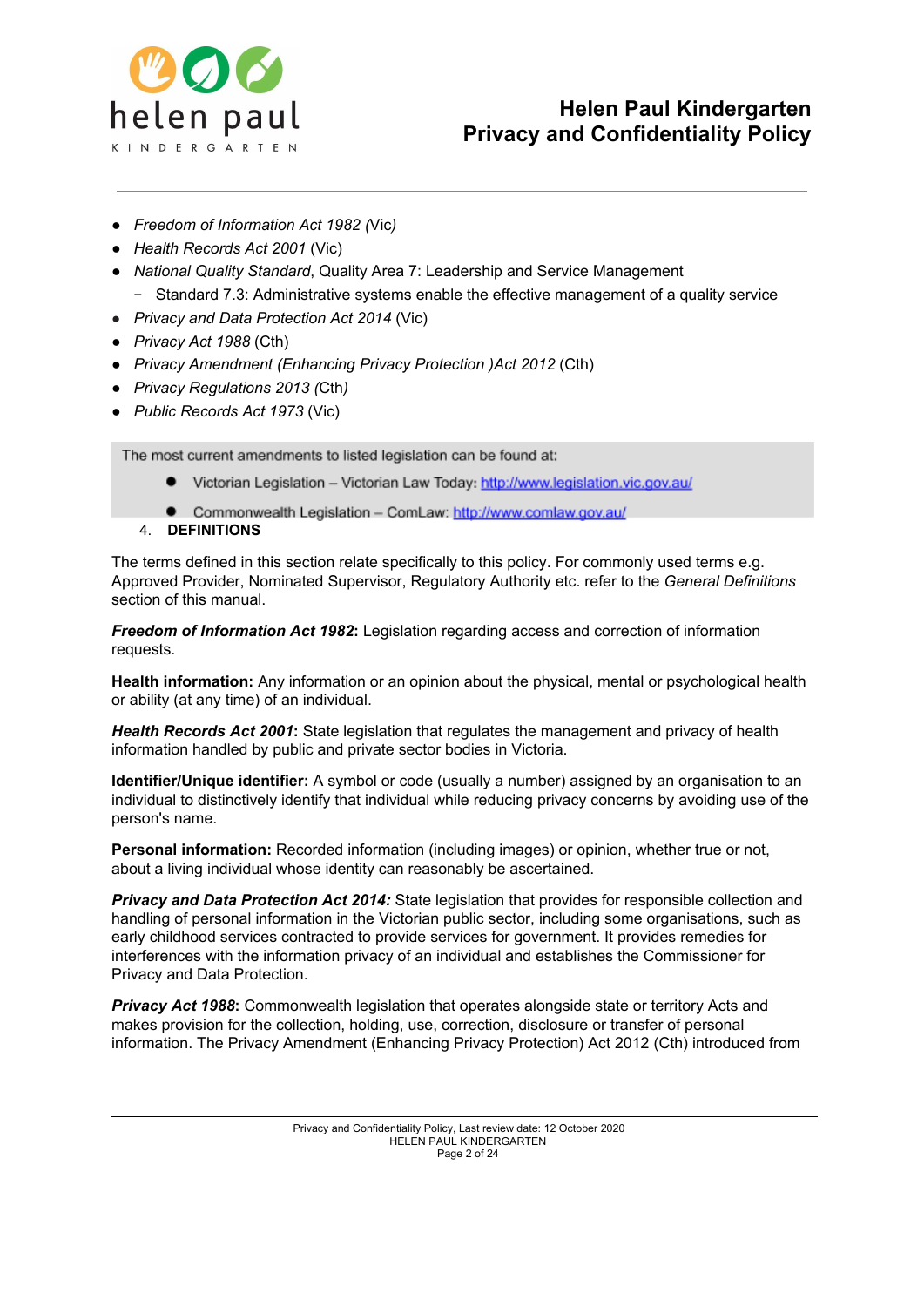- *Freedom of Information Act 1982 (*Vic*)*
- *Health Records Act 2001* (Vic)
- *National Quality Standard*, Quality Area 7: Leadership and Service Management
  - Standard 7.3: Administrative systems enable the effective management of a quality service
- *Privacy and Data Protection Act 2014* (Vic)
- *Privacy Act 1988* (Cth)
- *Privacy Amendment (Enhancing Privacy Protection )Act 2012* (Cth)
- *Privacy Regulations 2013* (Cth*)*
- *Public Records Act 1973* (Vic)

The most current amendments to listed legislation can be found at:

- Victorian Legislation – Victorian Law Today: http://www.legislation.vic.gov.au/
- Commonwealth Legislation – ComLaw: http://www.comlaw.gov.au/

## 4. DEFINITIONS

The terms defined in this section relate specifically to this policy. For commonly used terms e.g. Approved Provider, Nominated Supervisor, Regulatory Authority etc. refer to the *General Definitions* section of this manual.

***Freedom of Information Act 1982*:** Legislation regarding access and correction of information requests.

**Health information:** Any information or an opinion about the physical, mental or psychological health or ability (at any time) of an individual.

***Health Records Act 2001*:** State legislation that regulates the management and privacy of health information handled by public and private sector bodies in Victoria.

**Identifier/Unique identifier:** A symbol or code (usually a number) assigned by an organisation to an individual to distinctively identify that individual while reducing privacy concerns by avoiding use of the person's name.

**Personal information:** Recorded information (including images) or opinion, whether true or not, about a living individual whose identity can reasonably be ascertained.

***Privacy and Data Protection Act 2014:*** State legislation that provides for responsible collection and handling of personal information in the Victorian public sector, including some organisations, such as early childhood services contracted to provide services for government. It provides remedies for interferences with the information privacy of an individual and establishes the Commissioner for Privacy and Data Protection.

***Privacy Act 1988*:** Commonwealth legislation that operates alongside state or territory Acts and makes provision for the collection, holding, use, correction, disclosure or transfer of personal information. The Privacy Amendment (Enhancing Privacy Protection) Act 2012 (Cth) introduced from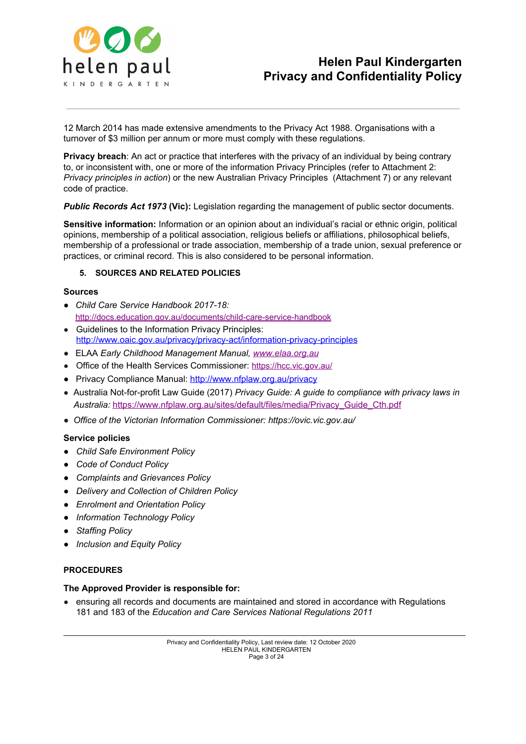12 March 2014 has made extensive amendments to the Privacy Act 1988. Organisations with a turnover of $3 million per annum or more must comply with these regulations.

**Privacy breach**: An act or practice that interferes with the privacy of an individual by being contrary to, or inconsistent with, one or more of the information Privacy Principles (refer to Attachment 2: *Privacy principles in action*) or the new Australian Privacy Principles (Attachment 7) or any relevant code of practice.

***Public Records Act 1973* (Vic):** Legislation regarding the management of public sector documents.

**Sensitive information:** Information or an opinion about an individual's racial or ethnic origin, political opinions, membership of a political association, religious beliefs or affiliations, philosophical beliefs, membership of a professional or trade association, membership of a trade union, sexual preference or practices, or criminal record. This is also considered to be personal information.

## 5. SOURCES AND RELATED POLICIES

### Sources

- *Child Care Service Handbook 2017-18:* http://docs.education.gov.au/documents/child-care-service-handbook
- Guidelines to the Information Privacy Principles: http://www.oaic.gov.au/privacy/privacy-act/information-privacy-principles
- ELAA *Early Childhood Management Manual*, *www.elaa.org.au*
- Office of the Health Services Commissioner: https://hcc.vic.gov.au/
- Privacy Compliance Manual: http://www.nfplaw.org.au/privacy
- Australia Not-for-profit Law Guide (2017) *Privacy Guide: A guide to compliance with privacy laws in Australia:* https://www.nfplaw.org.au/sites/default/files/media/Privacy_Guide_Cth.pdf
- *Office of the Victorian Information Commissioner: https://ovic.vic.gov.au/*

### Service policies

- *Child Safe Environment Policy*
- *Code of Conduct Policy*
- *Complaints and Grievances Policy*
- *Delivery and Collection of Children Policy*
- *Enrolment and Orientation Policy*
- *Information Technology Policy*
- *Staffing Policy*
- *Inclusion and Equity Policy*

## PROCEDURES

### The Approved Provider is responsible for:

- ensuring all records and documents are maintained and stored in accordance with Regulations 181 and 183 of the *Education and Care Services National Regulations 2011*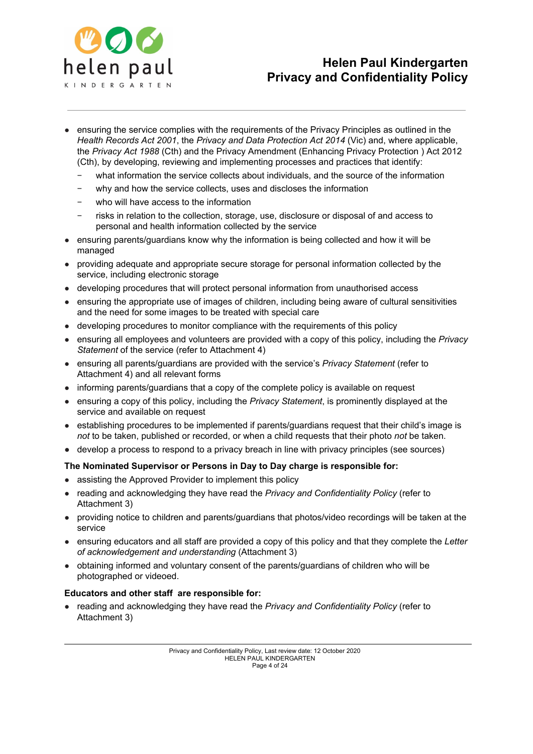- ensuring the service complies with the requirements of the Privacy Principles as outlined in the *Health Records Act 2001*, the *Privacy and Data Protection Act 2014* (Vic) and, where applicable, the *Privacy Act 1988* (Cth) and the Privacy Amendment (Enhancing Privacy Protection ) Act 2012 (Cth), by developing, reviewing and implementing processes and practices that identify:
  - what information the service collects about individuals, and the source of the information
  - why and how the service collects, uses and discloses the information
  - who will have access to the information
  - risks in relation to the collection, storage, use, disclosure or disposal of and access to personal and health information collected by the service
- ensuring parents/guardians know why the information is being collected and how it will be managed
- providing adequate and appropriate secure storage for personal information collected by the service, including electronic storage
- developing procedures that will protect personal information from unauthorised access
- ensuring the appropriate use of images of children, including being aware of cultural sensitivities and the need for some images to be treated with special care
- developing procedures to monitor compliance with the requirements of this policy
- ensuring all employees and volunteers are provided with a copy of this policy, including the *Privacy Statement* of the service (refer to Attachment 4)
- ensuring all parents/guardians are provided with the service's *Privacy Statement* (refer to Attachment 4) and all relevant forms
- informing parents/guardians that a copy of the complete policy is available on request
- ensuring a copy of this policy, including the *Privacy Statement*, is prominently displayed at the service and available on request
- establishing procedures to be implemented if parents/guardians request that their child's image is *not* to be taken, published or recorded, or when a child requests that their photo *not* be taken.
- develop a process to respond to a privacy breach in line with privacy principles (see sources)

**The Nominated Supervisor or Persons in Day to Day charge is responsible for:**

- assisting the Approved Provider to implement this policy
- reading and acknowledging they have read the *Privacy and Confidentiality Policy* (refer to Attachment 3)
- providing notice to children and parents/guardians that photos/video recordings will be taken at the service
- ensuring educators and all staff are provided a copy of this policy and that they complete the *Letter of acknowledgement and understanding* (Attachment 3)
- obtaining informed and voluntary consent of the parents/guardians of children who will be photographed or videoed.

**Educators and other staff are responsible for:**

- reading and acknowledging they have read the *Privacy and Confidentiality Policy* (refer to Attachment 3)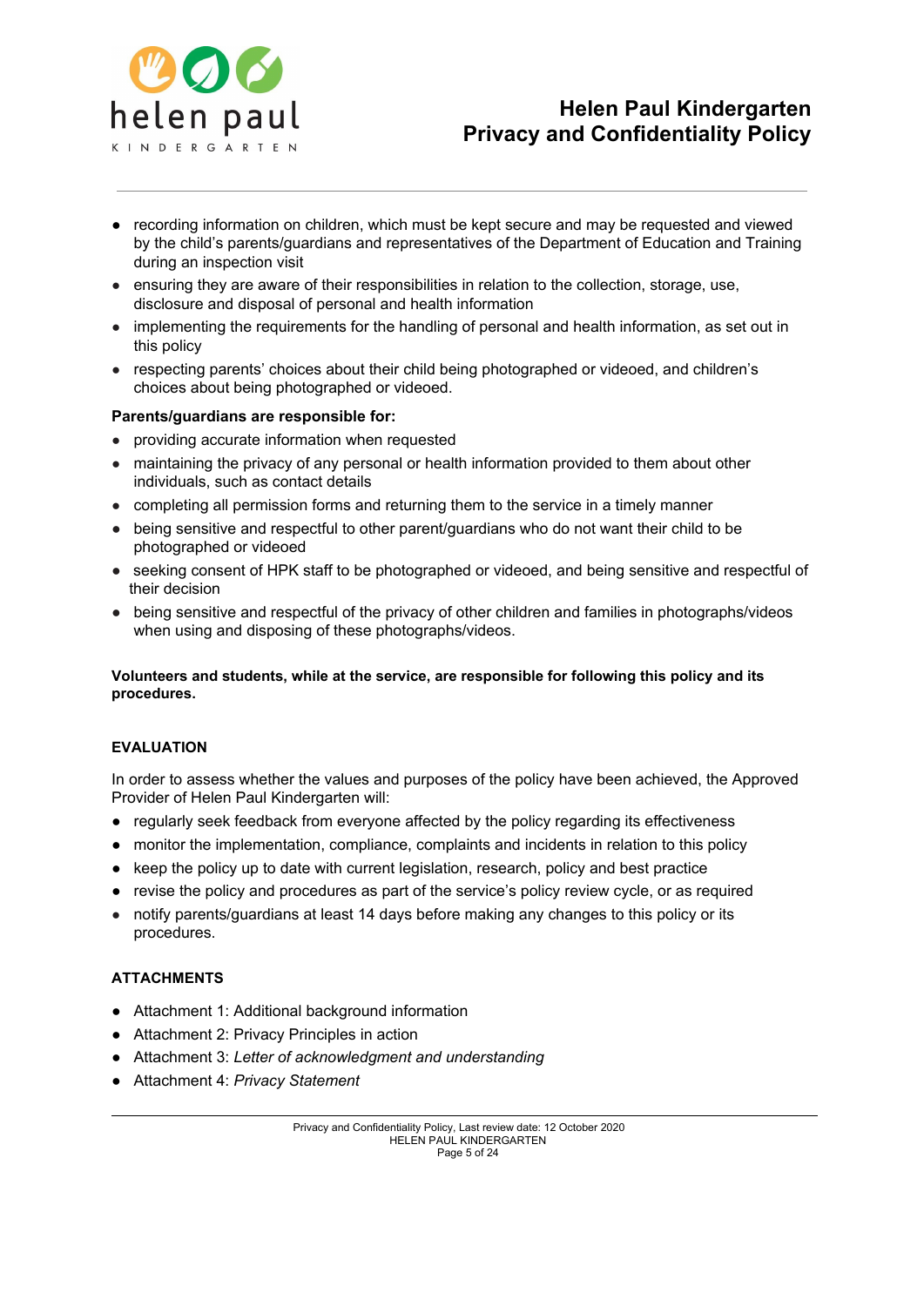- recording information on children, which must be kept secure and may be requested and viewed by the child's parents/guardians and representatives of the Department of Education and Training during an inspection visit
- ensuring they are aware of their responsibilities in relation to the collection, storage, use, disclosure and disposal of personal and health information
- implementing the requirements for the handling of personal and health information, as set out in this policy
- respecting parents' choices about their child being photographed or videoed, and children's choices about being photographed or videoed.

**Parents/guardians are responsible for:**

- providing accurate information when requested
- maintaining the privacy of any personal or health information provided to them about other individuals, such as contact details
- completing all permission forms and returning them to the service in a timely manner
- being sensitive and respectful to other parent/guardians who do not want their child to be photographed or videoed
- seeking consent of HPK staff to be photographed or videoed, and being sensitive and respectful of their decision
- being sensitive and respectful of the privacy of other children and families in photographs/videos when using and disposing of these photographs/videos.

**Volunteers and students, while at the service, are responsible for following this policy and its procedures.**

## EVALUATION

In order to assess whether the values and purposes of the policy have been achieved, the Approved Provider of Helen Paul Kindergarten will:

- regularly seek feedback from everyone affected by the policy regarding its effectiveness
- monitor the implementation, compliance, complaints and incidents in relation to this policy
- keep the policy up to date with current legislation, research, policy and best practice
- revise the policy and procedures as part of the service's policy review cycle, or as required
- notify parents/guardians at least 14 days before making any changes to this policy or its procedures.

## ATTACHMENTS

- Attachment 1: Additional background information
- Attachment 2: Privacy Principles in action
- Attachment 3: *Letter of acknowledgment and understanding*
- Attachment 4: *Privacy Statement*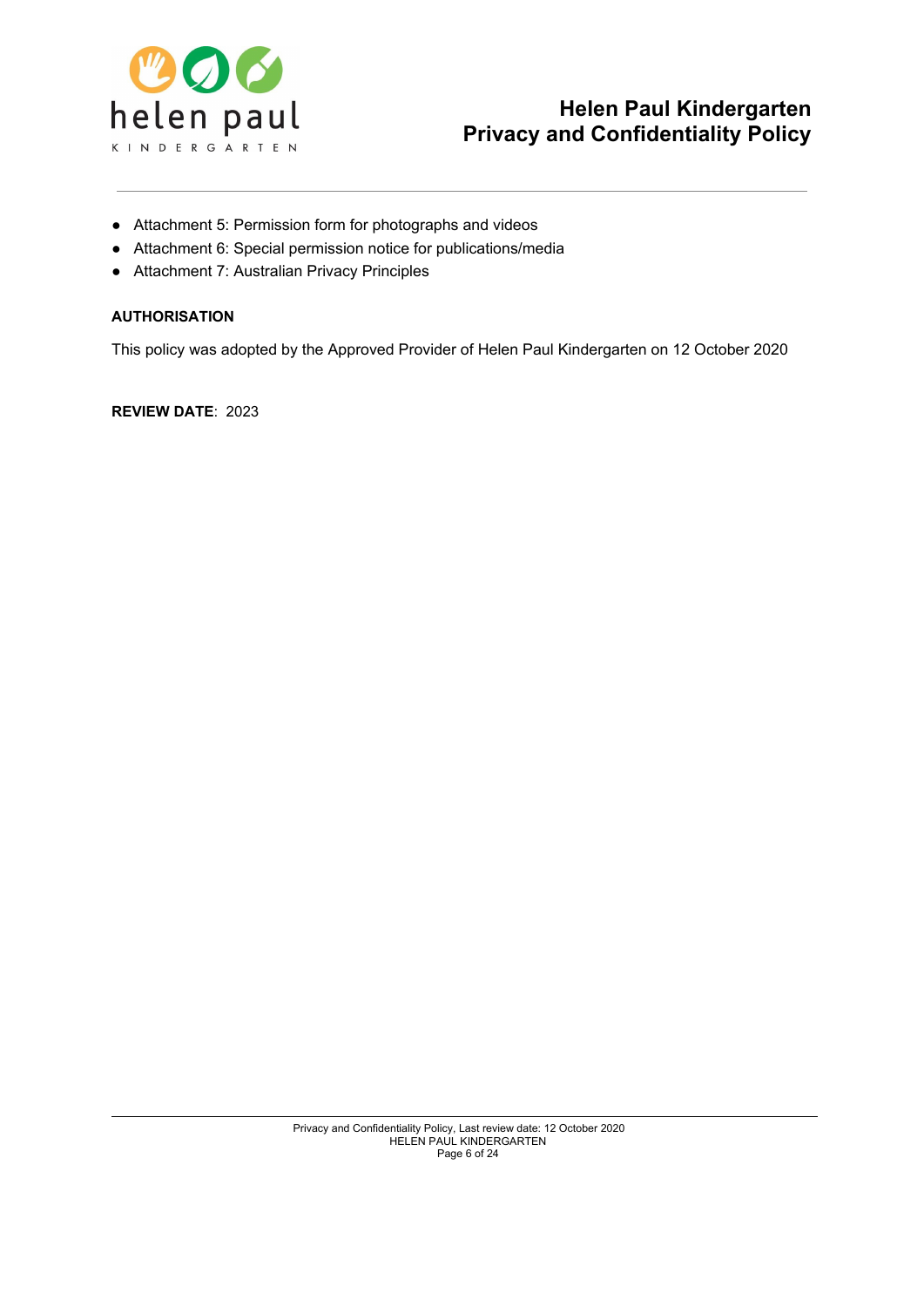- Attachment 5: Permission form for photographs and videos
- Attachment 6: Special permission notice for publications/media
- Attachment 7: Australian Privacy Principles

**AUTHORISATION**

This policy was adopted by the Approved Provider of Helen Paul Kindergarten on 12 October 2020

**REVIEW DATE**: 2023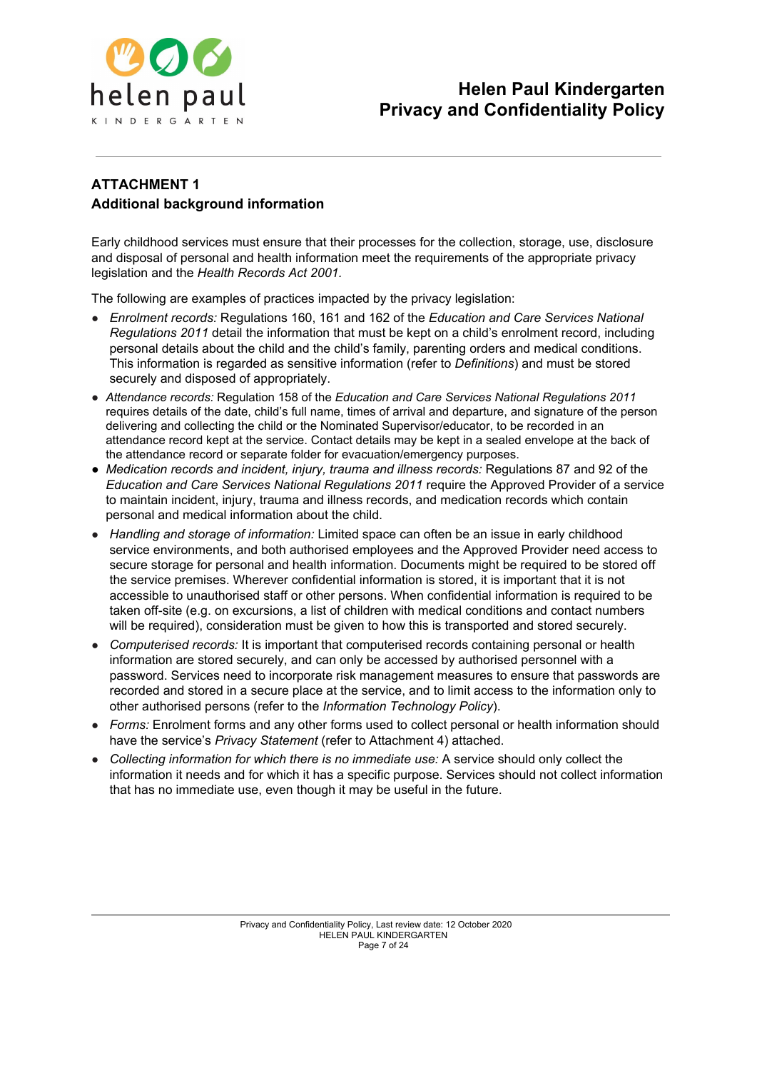## ATTACHMENT 1
### Additional background information

Early childhood services must ensure that their processes for the collection, storage, use, disclosure and disposal of personal and health information meet the requirements of the appropriate privacy legislation and the *Health Records Act 2001*.

The following are examples of practices impacted by the privacy legislation:

- *Enrolment records:* Regulations 160, 161 and 162 of the *Education and Care Services National Regulations 2011* detail the information that must be kept on a child's enrolment record, including personal details about the child and the child's family, parenting orders and medical conditions. This information is regarded as sensitive information (refer to *Definitions*) and must be stored securely and disposed of appropriately.
- *Attendance records:* Regulation 158 of the *Education and Care Services National Regulations 2011* requires details of the date, child's full name, times of arrival and departure, and signature of the person delivering and collecting the child or the Nominated Supervisor/educator, to be recorded in an attendance record kept at the service. Contact details may be kept in a sealed envelope at the back of the attendance record or separate folder for evacuation/emergency purposes.
- *Medication records and incident, injury, trauma and illness records:* Regulations 87 and 92 of the *Education and Care Services National Regulations 2011* require the Approved Provider of a service to maintain incident, injury, trauma and illness records, and medication records which contain personal and medical information about the child.
- *Handling and storage of information:* Limited space can often be an issue in early childhood service environments, and both authorised employees and the Approved Provider need access to secure storage for personal and health information. Documents might be required to be stored off the service premises. Wherever confidential information is stored, it is important that it is not accessible to unauthorised staff or other persons. When confidential information is required to be taken off-site (e.g. on excursions, a list of children with medical conditions and contact numbers will be required), consideration must be given to how this is transported and stored securely.
- *Computerised records:* It is important that computerised records containing personal or health information are stored securely, and can only be accessed by authorised personnel with a password. Services need to incorporate risk management measures to ensure that passwords are recorded and stored in a secure place at the service, and to limit access to the information only to other authorised persons (refer to the *Information Technology Policy*).
- *Forms:* Enrolment forms and any other forms used to collect personal or health information should have the service's *Privacy Statement* (refer to Attachment 4) attached.
- *Collecting information for which there is no immediate use:* A service should only collect the information it needs and for which it has a specific purpose. Services should not collect information that has no immediate use, even though it may be useful in the future.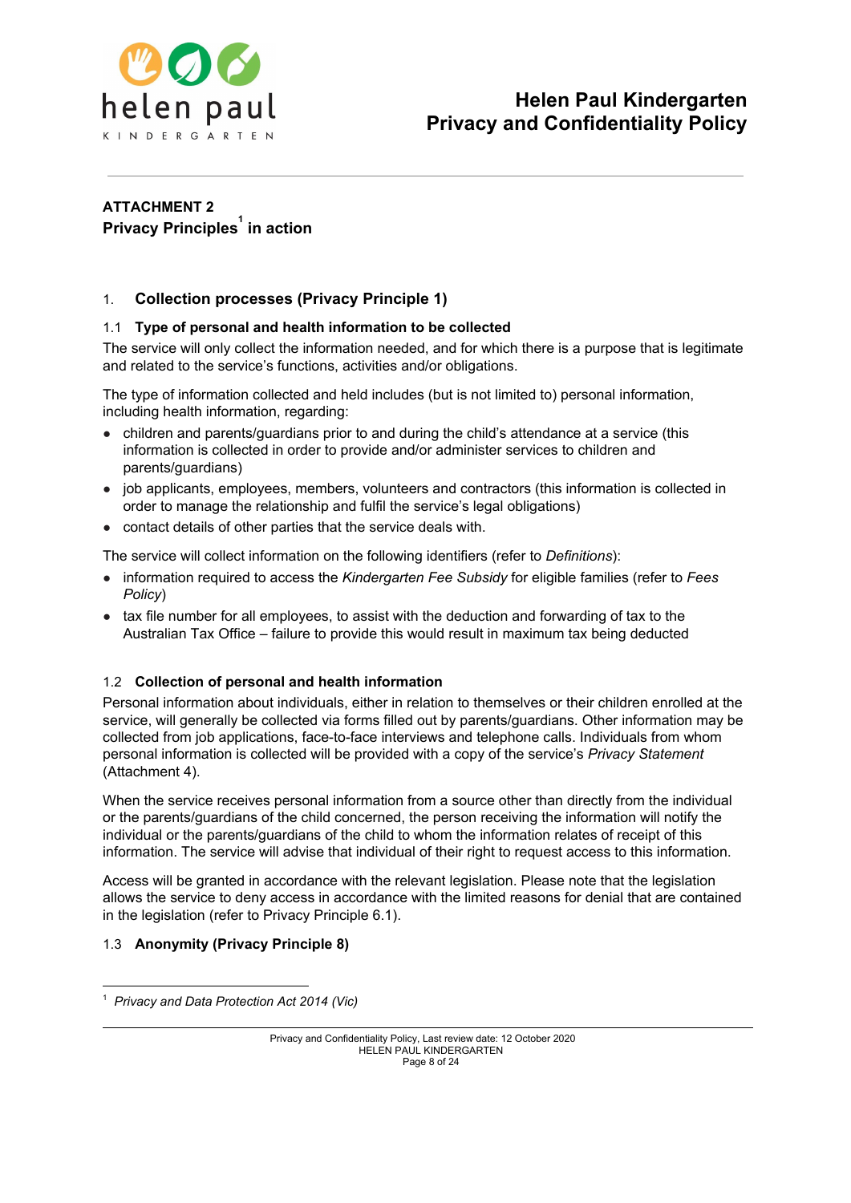**ATTACHMENT 2**
**Privacy Principles[1] in action**

## 1. Collection processes (Privacy Principle 1)

### 1.1 Type of personal and health information to be collected

The service will only collect the information needed, and for which there is a purpose that is legitimate and related to the service's functions, activities and/or obligations.

The type of information collected and held includes (but is not limited to) personal information, including health information, regarding:

- children and parents/guardians prior to and during the child's attendance at a service (this information is collected in order to provide and/or administer services to children and parents/guardians)
- job applicants, employees, members, volunteers and contractors (this information is collected in order to manage the relationship and fulfil the service's legal obligations)
- contact details of other parties that the service deals with.

The service will collect information on the following identifiers (refer to *Definitions*):

- information required to access the *Kindergarten Fee Subsidy* for eligible families (refer to *Fees Policy*)
- tax file number for all employees, to assist with the deduction and forwarding of tax to the Australian Tax Office – failure to provide this would result in maximum tax being deducted

### 1.2 Collection of personal and health information

Personal information about individuals, either in relation to themselves or their children enrolled at the service, will generally be collected via forms filled out by parents/guardians. Other information may be collected from job applications, face-to-face interviews and telephone calls. Individuals from whom personal information is collected will be provided with a copy of the service's *Privacy Statement* (Attachment 4).

When the service receives personal information from a source other than directly from the individual or the parents/guardians of the child concerned, the person receiving the information will notify the individual or the parents/guardians of the child to whom the information relates of receipt of this information. The service will advise that individual of their right to request access to this information.

Access will be granted in accordance with the relevant legislation. Please note that the legislation allows the service to deny access in accordance with the limited reasons for denial that are contained in the legislation (refer to Privacy Principle 6.1).

### 1.3 Anonymity (Privacy Principle 8)

[1] *Privacy and Data Protection Act 2014 (Vic)*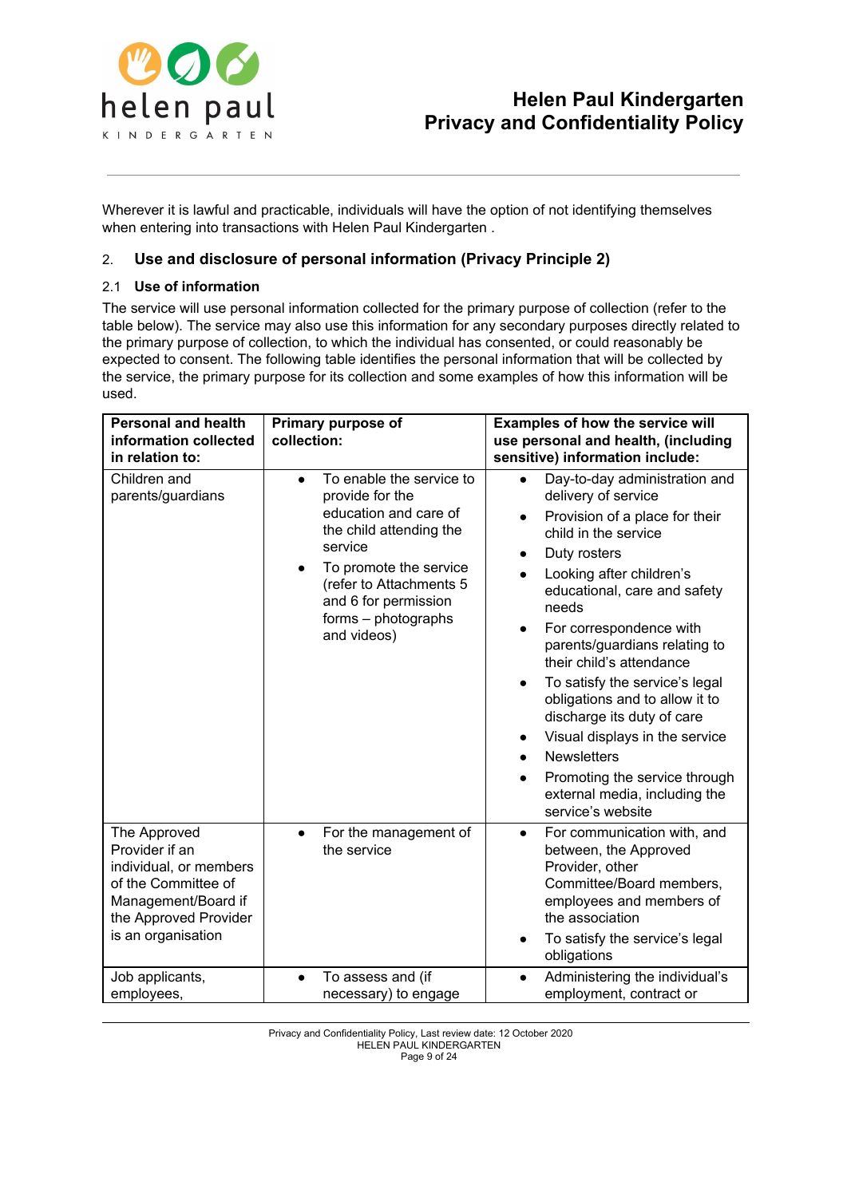Wherever it is lawful and practicable, individuals will have the option of not identifying themselves when entering into transactions with Helen Paul Kindergarten .

## 2. Use and disclosure of personal information (Privacy Principle 2)

### 2.1 Use of information

The service will use personal information collected for the primary purpose of collection (refer to the table below). The service may also use this information for any secondary purposes directly related to the primary purpose of collection, to which the individual has consented, or could reasonably be expected to consent. The following table identifies the personal information that will be collected by the service, the primary purpose for its collection and some examples of how this information will be used.

| Personal and health information collected in relation to: | Primary purpose of collection: | Examples of how the service will use personal and health, (including sensitive) information include: |
|---|---|---|
| Children and parents/guardians | • To enable the service to provide for the education and care of the child attending the service<br>• To promote the service (refer to Attachments 5 and 6 for permission forms – photographs and videos) | • Day-to-day administration and delivery of service<br>• Provision of a place for their child in the service<br>• Duty rosters<br>• Looking after children's educational, care and safety needs<br>• For correspondence with parents/guardians relating to their child's attendance<br>• To satisfy the service's legal obligations and to allow it to discharge its duty of care<br>• Visual displays in the service<br>• Newsletters<br>• Promoting the service through external media, including the service's website |
| The Approved Provider if an individual, or members of the Committee of Management/Board if the Approved Provider is an organisation | • For the management of the service | • For communication with, and between, the Approved Provider, other Committee/Board members, employees and members of the association<br>• To satisfy the service's legal obligations |
| Job applicants, employees, | • To assess and (if necessary) to engage | • Administering the individual's employment, contract or |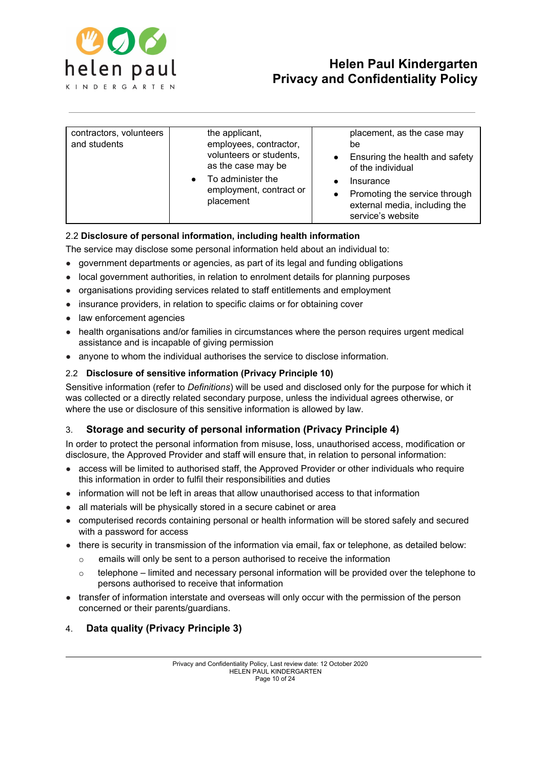| | | |
|---|---|---|
| contractors, volunteers and students | the applicant, employees, contractor, volunteers or students, as the case may be<br>• To administer the employment, contract or placement | placement, as the case may be<br>• Ensuring the health and safety of the individual<br>• Insurance<br>• Promoting the service through external media, including the service's website |

### 2.2 Disclosure of personal information, including health information

The service may disclose some personal information held about an individual to:

- government departments or agencies, as part of its legal and funding obligations
- local government authorities, in relation to enrolment details for planning purposes
- organisations providing services related to staff entitlements and employment
- insurance providers, in relation to specific claims or for obtaining cover
- law enforcement agencies
- health organisations and/or families in circumstances where the person requires urgent medical assistance and is incapable of giving permission
- anyone to whom the individual authorises the service to disclose information.

### 2.2 Disclosure of sensitive information (Privacy Principle 10)

Sensitive information (refer to *Definitions*) will be used and disclosed only for the purpose for which it was collected or a directly related secondary purpose, unless the individual agrees otherwise, or where the use or disclosure of this sensitive information is allowed by law.

## 3. Storage and security of personal information (Privacy Principle 4)

In order to protect the personal information from misuse, loss, unauthorised access, modification or disclosure, the Approved Provider and staff will ensure that, in relation to personal information:

- access will be limited to authorised staff, the Approved Provider or other individuals who require this information in order to fulfil their responsibilities and duties
- information will not be left in areas that allow unauthorised access to that information
- all materials will be physically stored in a secure cabinet or area
- computerised records containing personal or health information will be stored safely and secured with a password for access
- there is security in transmission of the information via email, fax or telephone, as detailed below:
  - emails will only be sent to a person authorised to receive the information
  - telephone – limited and necessary personal information will be provided over the telephone to persons authorised to receive that information
- transfer of information interstate and overseas will only occur with the permission of the person concerned or their parents/guardians.

## 4. Data quality (Privacy Principle 3)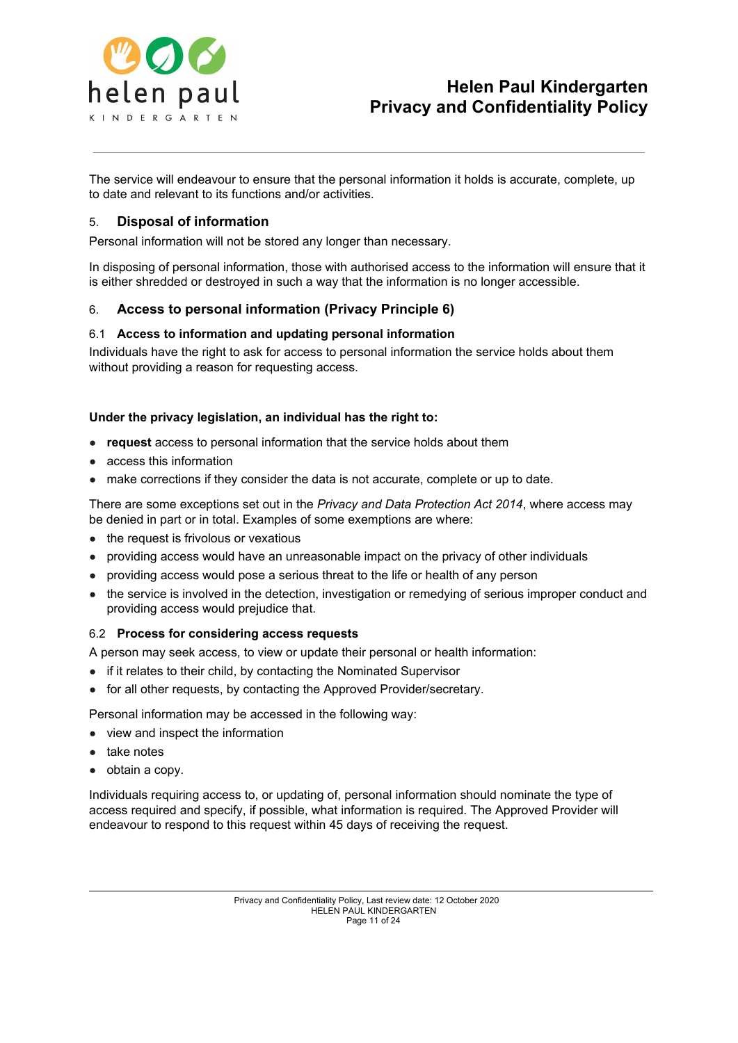The service will endeavour to ensure that the personal information it holds is accurate, complete, up to date and relevant to its functions and/or activities.

## 5. Disposal of information

Personal information will not be stored any longer than necessary.

In disposing of personal information, those with authorised access to the information will ensure that it is either shredded or destroyed in such a way that the information is no longer accessible.

## 6. Access to personal information (Privacy Principle 6)

### 6.1 Access to information and updating personal information

Individuals have the right to ask for access to personal information the service holds about them without providing a reason for requesting access.

**Under the privacy legislation, an individual has the right to:**

- **request** access to personal information that the service holds about them
- access this information
- make corrections if they consider the data is not accurate, complete or up to date.

There are some exceptions set out in the *Privacy and Data Protection Act 2014*, where access may be denied in part or in total. Examples of some exemptions are where:

- the request is frivolous or vexatious
- providing access would have an unreasonable impact on the privacy of other individuals
- providing access would pose a serious threat to the life or health of any person
- the service is involved in the detection, investigation or remedying of serious improper conduct and providing access would prejudice that.

### 6.2 Process for considering access requests

A person may seek access, to view or update their personal or health information:

- if it relates to their child, by contacting the Nominated Supervisor
- for all other requests, by contacting the Approved Provider/secretary.

Personal information may be accessed in the following way:

- view and inspect the information
- take notes
- obtain a copy.

Individuals requiring access to, or updating of, personal information should nominate the type of access required and specify, if possible, what information is required. The Approved Provider will endeavour to respond to this request within 45 days of receiving the request.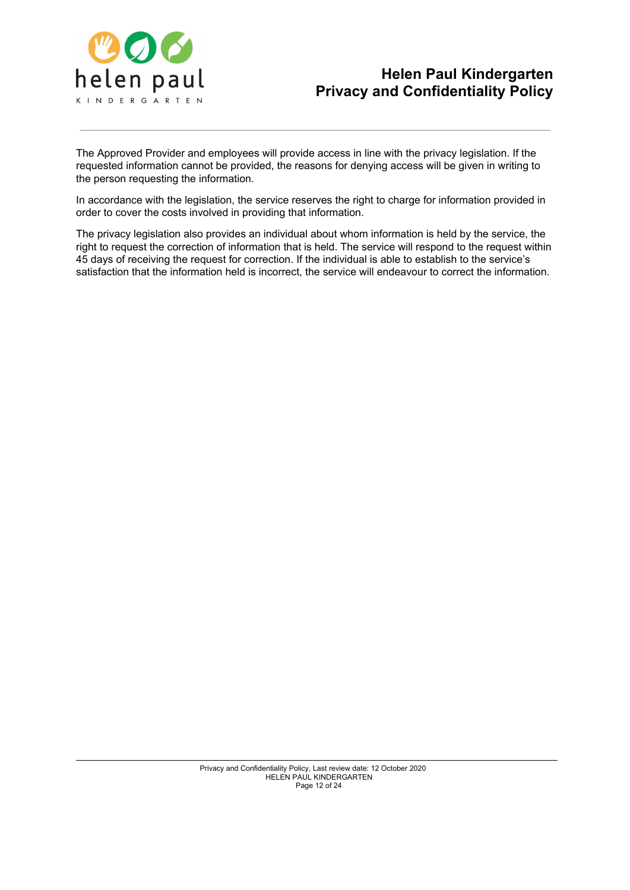The Approved Provider and employees will provide access in line with the privacy legislation. If the requested information cannot be provided, the reasons for denying access will be given in writing to the person requesting the information.

In accordance with the legislation, the service reserves the right to charge for information provided in order to cover the costs involved in providing that information.

The privacy legislation also provides an individual about whom information is held by the service, the right to request the correction of information that is held. The service will respond to the request within 45 days of receiving the request for correction. If the individual is able to establish to the service's satisfaction that the information held is incorrect, the service will endeavour to correct the information.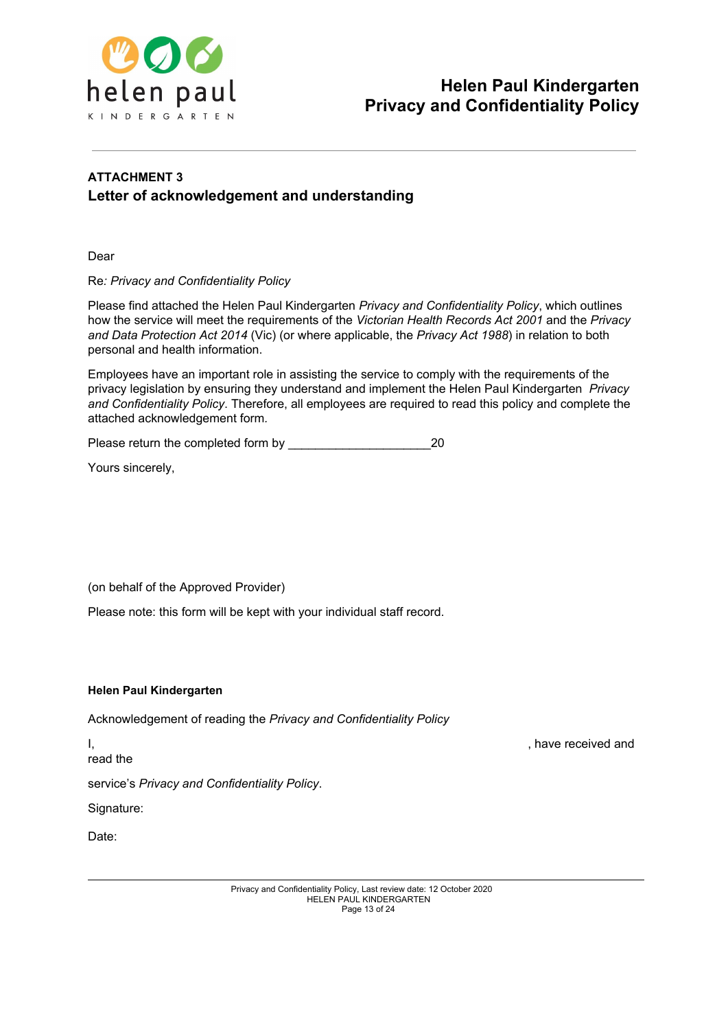**ATTACHMENT 3**

## Letter of acknowledgement and understanding

Dear

Re*: Privacy and Confidentiality Policy*

Please find attached the Helen Paul Kindergarten *Privacy and Confidentiality Policy*, which outlines how the service will meet the requirements of the *Victorian Health Records Act 2001* and the *Privacy and Data Protection Act 2014* (Vic) (or where applicable, the *Privacy Act 1988*) in relation to both personal and health information.

Employees have an important role in assisting the service to comply with the requirements of the privacy legislation by ensuring they understand and implement the Helen Paul Kindergarten *Privacy and Confidentiality Policy*. Therefore, all employees are required to read this policy and complete the attached acknowledgement form.

Please return the completed form by ____________________20

Yours sincerely,

(on behalf of the Approved Provider)

Please note: this form will be kept with your individual staff record.

**Helen Paul Kindergarten**

Acknowledgement of reading the *Privacy and Confidentiality Policy*

I, , have received and read the

service's *Privacy and Confidentiality Policy*.

Signature:

Date: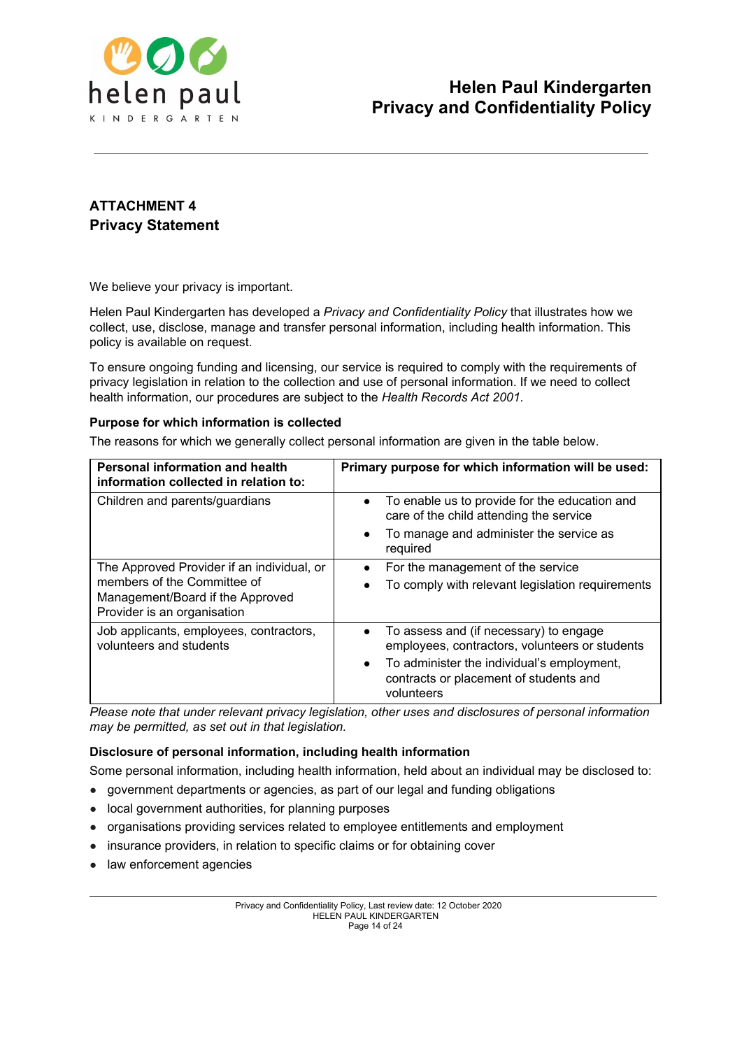## ATTACHMENT 4
## Privacy Statement

We believe your privacy is important.

Helen Paul Kindergarten has developed a *Privacy and Confidentiality Policy* that illustrates how we collect, use, disclose, manage and transfer personal information, including health information. This policy is available on request.

To ensure ongoing funding and licensing, our service is required to comply with the requirements of privacy legislation in relation to the collection and use of personal information. If we need to collect health information, our procedures are subject to the *Health Records Act 2001*.

**Purpose for which information is collected**

The reasons for which we generally collect personal information are given in the table below.

| Personal information and health information collected in relation to: | Primary purpose for which information will be used: |
|---|---|
| Children and parents/guardians | • To enable us to provide for the education and care of the child attending the service<br>• To manage and administer the service as required |
| The Approved Provider if an individual, or members of the Committee of Management/Board if the Approved Provider is an organisation | • For the management of the service<br>• To comply with relevant legislation requirements |
| Job applicants, employees, contractors, volunteers and students | • To assess and (if necessary) to engage employees, contractors, volunteers or students<br>• To administer the individual's employment, contracts or placement of students and volunteers |

*Please note that under relevant privacy legislation, other uses and disclosures of personal information may be permitted, as set out in that legislation.*

**Disclosure of personal information, including health information**

Some personal information, including health information, held about an individual may be disclosed to:

- government departments or agencies, as part of our legal and funding obligations
- local government authorities, for planning purposes
- organisations providing services related to employee entitlements and employment
- insurance providers, in relation to specific claims or for obtaining cover
- law enforcement agencies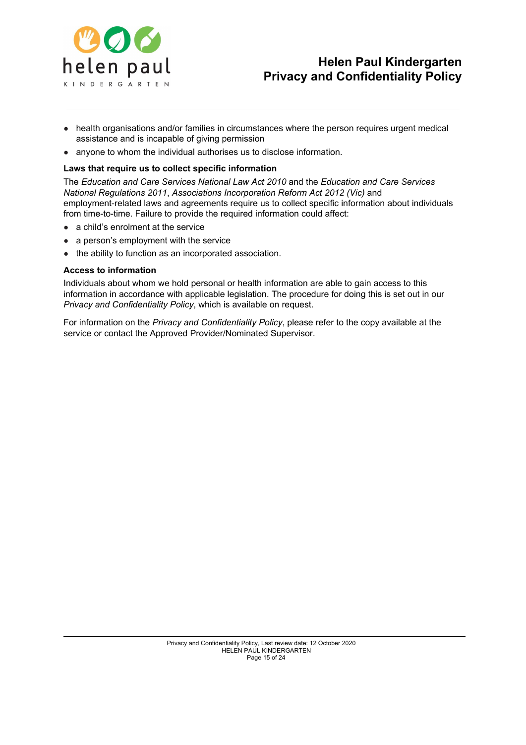- health organisations and/or families in circumstances where the person requires urgent medical assistance and is incapable of giving permission
- anyone to whom the individual authorises us to disclose information.

**Laws that require us to collect specific information**

The *Education and Care Services National Law Act 2010* and the *Education and Care Services National Regulations 2011*, *Associations Incorporation Reform Act 2012 (Vic)* and employment-related laws and agreements require us to collect specific information about individuals from time-to-time. Failure to provide the required information could affect:

- a child's enrolment at the service
- a person's employment with the service
- the ability to function as an incorporated association.

**Access to information**

Individuals about whom we hold personal or health information are able to gain access to this information in accordance with applicable legislation. The procedure for doing this is set out in our *Privacy and Confidentiality Policy*, which is available on request.

For information on the *Privacy and Confidentiality Policy*, please refer to the copy available at the service or contact the Approved Provider/Nominated Supervisor.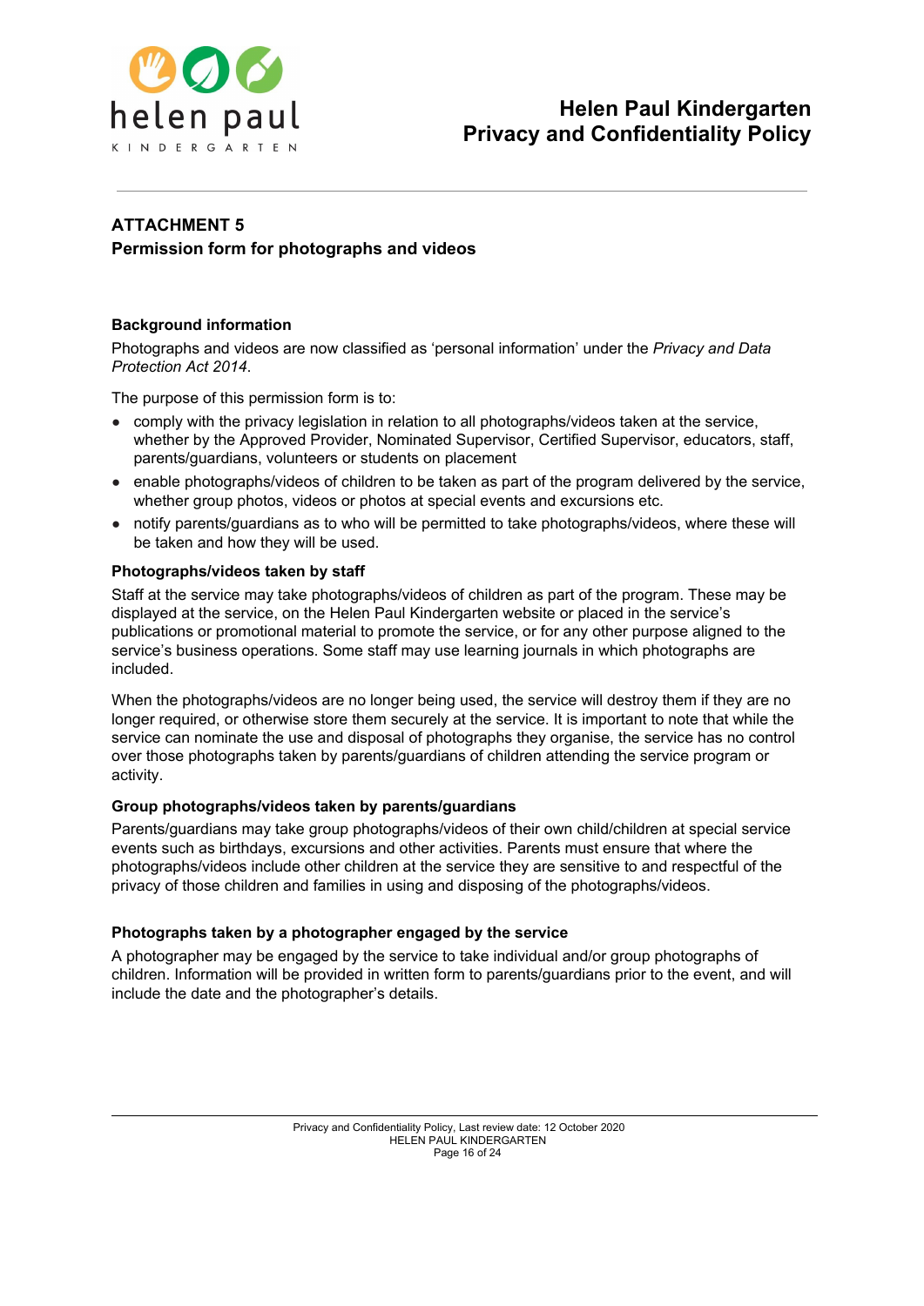## ATTACHMENT 5

### Permission form for photographs and videos

#### Background information

Photographs and videos are now classified as 'personal information' under the *Privacy and Data Protection Act 2014*.

The purpose of this permission form is to:

- comply with the privacy legislation in relation to all photographs/videos taken at the service, whether by the Approved Provider, Nominated Supervisor, Certified Supervisor, educators, staff, parents/guardians, volunteers or students on placement
- enable photographs/videos of children to be taken as part of the program delivered by the service, whether group photos, videos or photos at special events and excursions etc.
- notify parents/guardians as to who will be permitted to take photographs/videos, where these will be taken and how they will be used.

#### Photographs/videos taken by staff

Staff at the service may take photographs/videos of children as part of the program. These may be displayed at the service, on the Helen Paul Kindergarten website or placed in the service's publications or promotional material to promote the service, or for any other purpose aligned to the service's business operations. Some staff may use learning journals in which photographs are included.

When the photographs/videos are no longer being used, the service will destroy them if they are no longer required, or otherwise store them securely at the service. It is important to note that while the service can nominate the use and disposal of photographs they organise, the service has no control over those photographs taken by parents/guardians of children attending the service program or activity.

#### Group photographs/videos taken by parents/guardians

Parents/guardians may take group photographs/videos of their own child/children at special service events such as birthdays, excursions and other activities. Parents must ensure that where the photographs/videos include other children at the service they are sensitive to and respectful of the privacy of those children and families in using and disposing of the photographs/videos.

#### Photographs taken by a photographer engaged by the service

A photographer may be engaged by the service to take individual and/or group photographs of children. Information will be provided in written form to parents/guardians prior to the event, and will include the date and the photographer's details.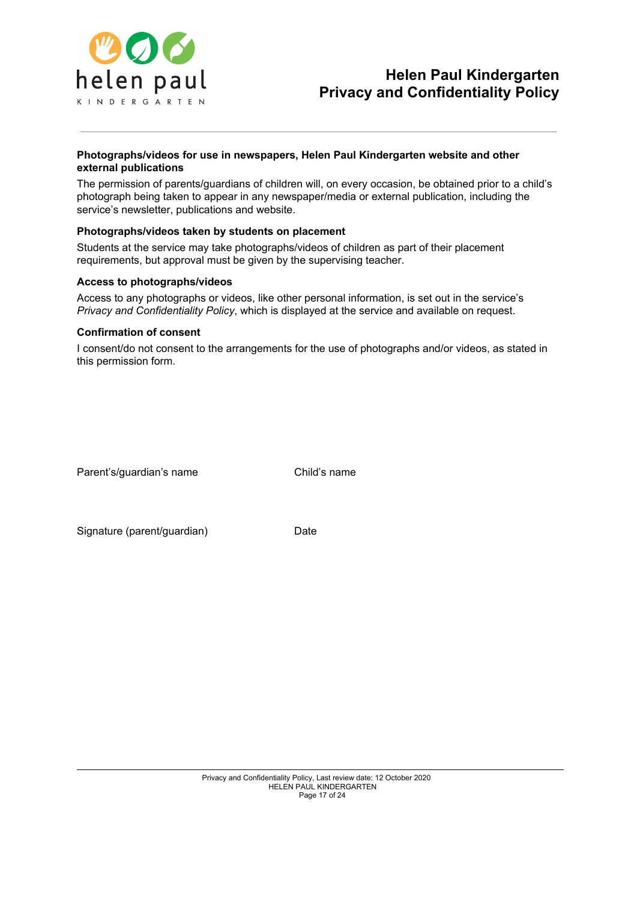**Photographs/videos for use in newspapers, Helen Paul Kindergarten website and other external publications**

The permission of parents/guardians of children will, on every occasion, be obtained prior to a child's photograph being taken to appear in any newspaper/media or external publication, including the service's newsletter, publications and website.

**Photographs/videos taken by students on placement**

Students at the service may take photographs/videos of children as part of their placement requirements, but approval must be given by the supervising teacher.

**Access to photographs/videos**

Access to any photographs or videos, like other personal information, is set out in the service's *Privacy and Confidentiality Policy*, which is displayed at the service and available on request.

**Confirmation of consent**

I consent/do not consent to the arrangements for the use of photographs and/or videos, as stated in this permission form.

Parent's/guardian's name          Child's name

Signature (parent/guardian)          Date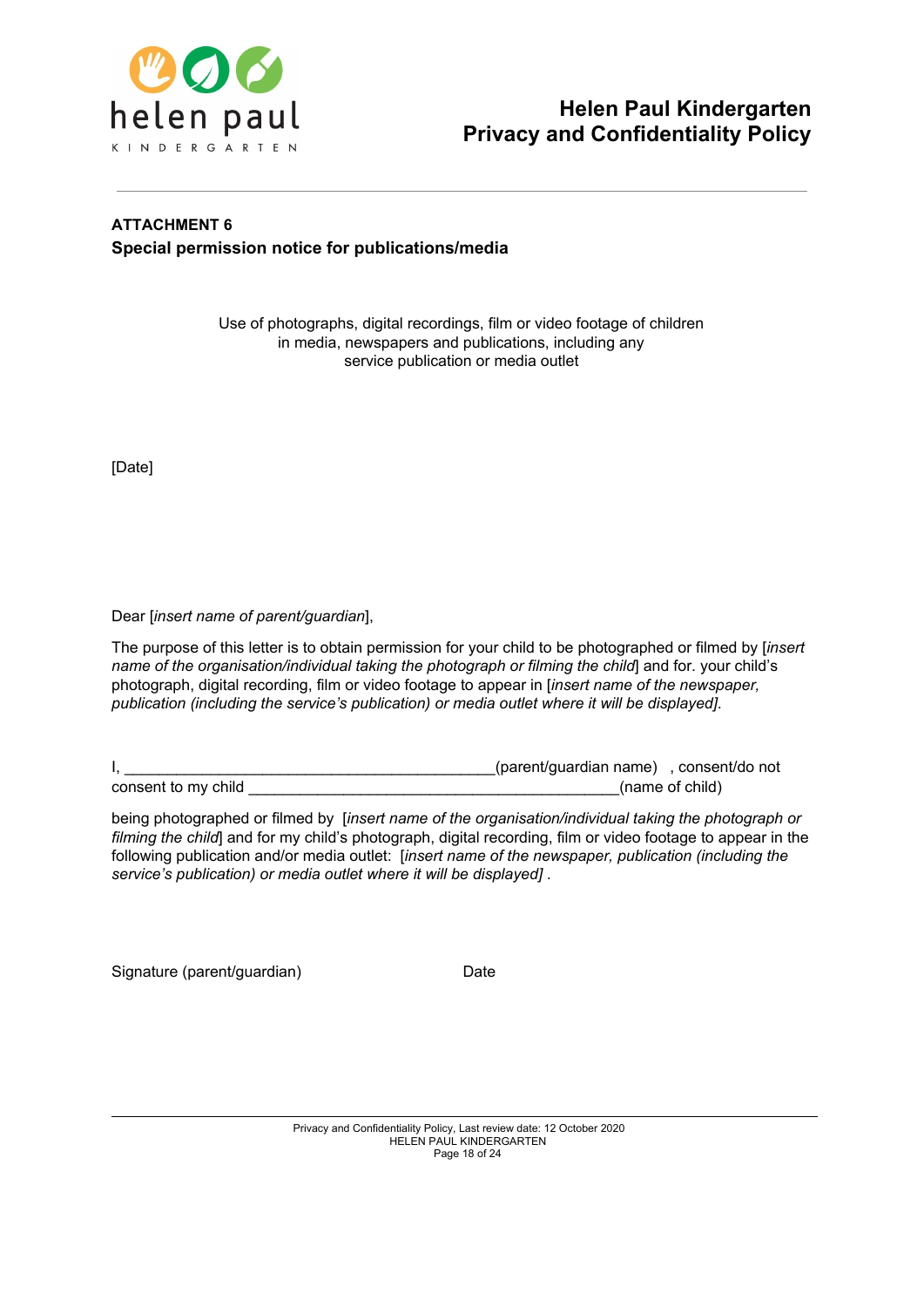**ATTACHMENT 6**
**Special permission notice for publications/media**

Use of photographs, digital recordings, film or video footage of children in media, newspapers and publications, including any service publication or media outlet

[Date]

Dear [*insert name of parent/guardian*],

The purpose of this letter is to obtain permission for your child to be photographed or filmed by [*insert name of the organisation/individual taking the photograph or filming the child*] and for. your child's photograph, digital recording, film or video footage to appear in [*insert name of the newspaper, publication (including the service's publication) or media outlet where it will be displayed]*.

I, ____________________________________________(parent/guardian name) , consent/do not consent to my child ____________________________________________(name of child)

being photographed or filmed by [*insert name of the organisation/individual taking the photograph or filming the child*] and for my child's photograph, digital recording, film or video footage to appear in the following publication and/or media outlet: [*insert name of the newspaper, publication (including the service's publication) or media outlet where it will be displayed]* .

Signature (parent/guardian) Date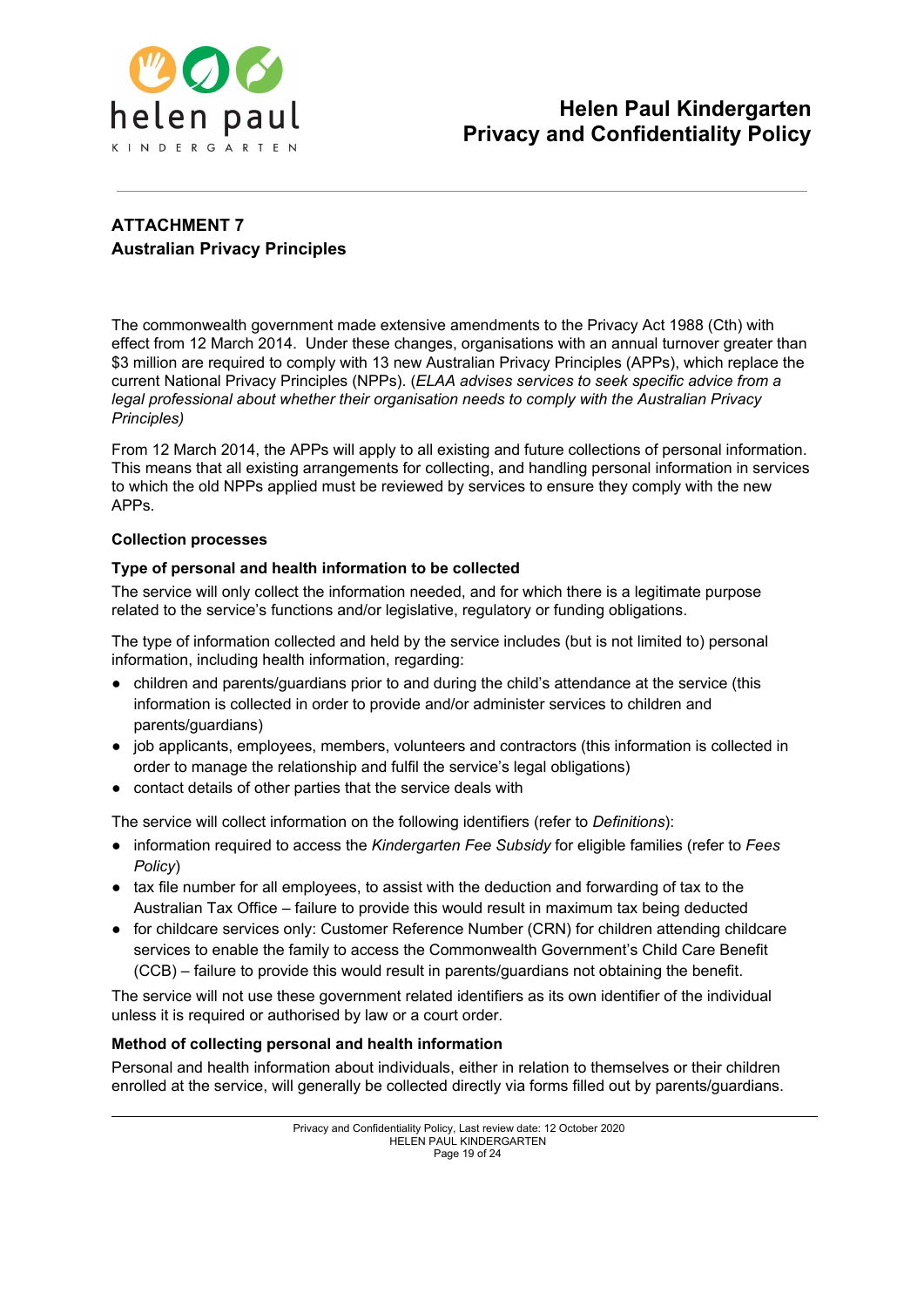## ATTACHMENT 7
## Australian Privacy Principles

The commonwealth government made extensive amendments to the Privacy Act 1988 (Cth) with effect from 12 March 2014. Under these changes, organisations with an annual turnover greater than $3 million are required to comply with 13 new Australian Privacy Principles (APPs), which replace the current National Privacy Principles (NPPs). (*ELAA advises services to seek specific advice from a legal professional about whether their organisation needs to comply with the Australian Privacy Principles)*

From 12 March 2014, the APPs will apply to all existing and future collections of personal information. This means that all existing arrangements for collecting, and handling personal information in services to which the old NPPs applied must be reviewed by services to ensure they comply with the new APPs.

### Collection processes

#### Type of personal and health information to be collected

The service will only collect the information needed, and for which there is a legitimate purpose related to the service's functions and/or legislative, regulatory or funding obligations.

The type of information collected and held by the service includes (but is not limited to) personal information, including health information, regarding:

- children and parents/guardians prior to and during the child's attendance at the service (this information is collected in order to provide and/or administer services to children and parents/guardians)
- job applicants, employees, members, volunteers and contractors (this information is collected in order to manage the relationship and fulfil the service's legal obligations)
- contact details of other parties that the service deals with

The service will collect information on the following identifiers (refer to *Definitions*):

- information required to access the *Kindergarten Fee Subsidy* for eligible families (refer to *Fees Policy*)
- tax file number for all employees, to assist with the deduction and forwarding of tax to the Australian Tax Office – failure to provide this would result in maximum tax being deducted
- for childcare services only: Customer Reference Number (CRN) for children attending childcare services to enable the family to access the Commonwealth Government's Child Care Benefit (CCB) – failure to provide this would result in parents/guardians not obtaining the benefit.

The service will not use these government related identifiers as its own identifier of the individual unless it is required or authorised by law or a court order.

#### Method of collecting personal and health information

Personal and health information about individuals, either in relation to themselves or their children enrolled at the service, will generally be collected directly via forms filled out by parents/guardians.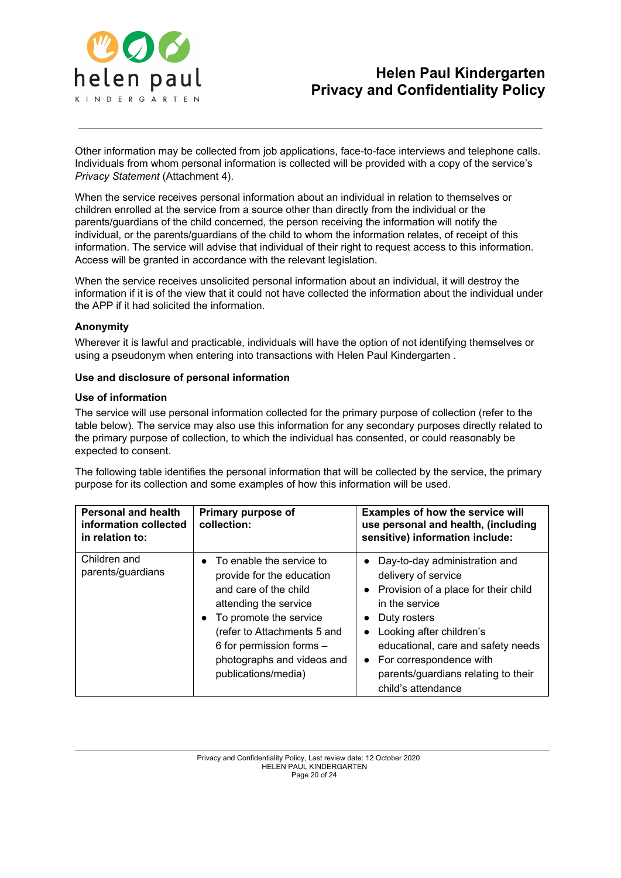Other information may be collected from job applications, face-to-face interviews and telephone calls. Individuals from whom personal information is collected will be provided with a copy of the service's *Privacy Statement* (Attachment 4).

When the service receives personal information about an individual in relation to themselves or children enrolled at the service from a source other than directly from the individual or the parents/guardians of the child concerned, the person receiving the information will notify the individual, or the parents/guardians of the child to whom the information relates, of receipt of this information. The service will advise that individual of their right to request access to this information. Access will be granted in accordance with the relevant legislation.

When the service receives unsolicited personal information about an individual, it will destroy the information if it is of the view that it could not have collected the information about the individual under the APP if it had solicited the information.

**Anonymity**

Wherever it is lawful and practicable, individuals will have the option of not identifying themselves or using a pseudonym when entering into transactions with Helen Paul Kindergarten .

**Use and disclosure of personal information**

**Use of information**

The service will use personal information collected for the primary purpose of collection (refer to the table below). The service may also use this information for any secondary purposes directly related to the primary purpose of collection, to which the individual has consented, or could reasonably be expected to consent.

The following table identifies the personal information that will be collected by the service, the primary purpose for its collection and some examples of how this information will be used.

| Personal and health information collected in relation to: | Primary purpose of collection: | Examples of how the service will use personal and health, (including sensitive) information include: |
|---|---|---|
| Children and parents/guardians | • To enable the service to provide for the education and care of the child attending the service<br>• To promote the service (refer to Attachments 5 and 6 for permission forms – photographs and videos and publications/media) | • Day-to-day administration and delivery of service<br>• Provision of a place for their child in the service<br>• Duty rosters<br>• Looking after children's educational, care and safety needs<br>• For correspondence with parents/guardians relating to their child's attendance |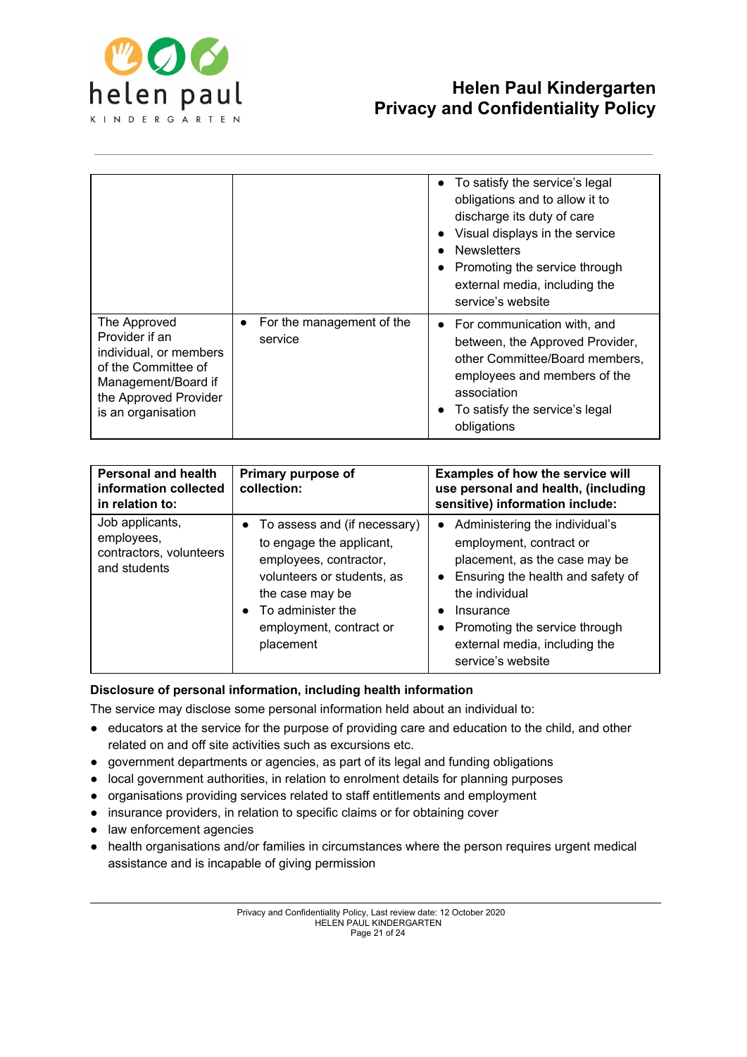| | | |
|---|---|---|
| | | • To satisfy the service's legal obligations and to allow it to discharge its duty of care<br>• Visual displays in the service<br>• Newsletters<br>• Promoting the service through external media, including the service's website |
| The Approved Provider if an individual, or members of the Committee of Management/Board if the Approved Provider is an organisation | • For the management of the service | • For communication with, and between, the Approved Provider, other Committee/Board members, employees and members of the association<br>• To satisfy the service's legal obligations |

| **Personal and health information collected in relation to:** | **Primary purpose of collection:** | **Examples of how the service will use personal and health, (including sensitive) information include:** |
|---|---|---|
| Job applicants, employees, contractors, volunteers and students | • To assess and (if necessary) to engage the applicant, employees, contractor, volunteers or students, as the case may be<br>• To administer the employment, contract or placement | • Administering the individual's employment, contract or placement, as the case may be<br>• Ensuring the health and safety of the individual<br>• Insurance<br>• Promoting the service through external media, including the service's website |

**Disclosure of personal information, including health information**

The service may disclose some personal information held about an individual to:

- educators at the service for the purpose of providing care and education to the child, and other related on and off site activities such as excursions etc.
- government departments or agencies, as part of its legal and funding obligations
- local government authorities, in relation to enrolment details for planning purposes
- organisations providing services related to staff entitlements and employment
- insurance providers, in relation to specific claims or for obtaining cover
- law enforcement agencies
- health organisations and/or families in circumstances where the person requires urgent medical assistance and is incapable of giving permission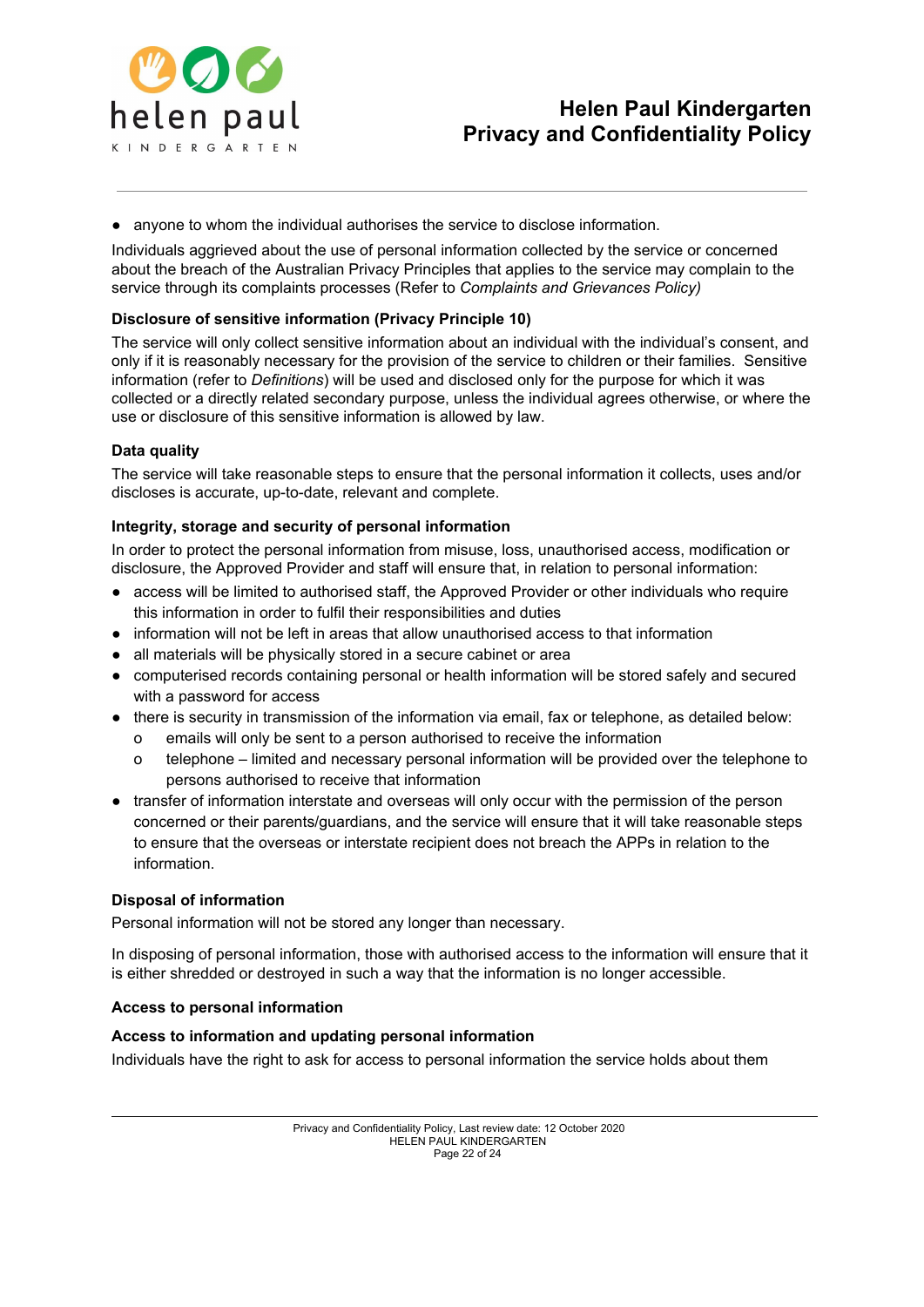- anyone to whom the individual authorises the service to disclose information.

Individuals aggrieved about the use of personal information collected by the service or concerned about the breach of the Australian Privacy Principles that applies to the service may complain to the service through its complaints processes (Refer to *Complaints and Grievances Policy)*

**Disclosure of sensitive information (Privacy Principle 10)**

The service will only collect sensitive information about an individual with the individual's consent, and only if it is reasonably necessary for the provision of the service to children or their families. Sensitive information (refer to *Definitions*) will be used and disclosed only for the purpose for which it was collected or a directly related secondary purpose, unless the individual agrees otherwise, or where the use or disclosure of this sensitive information is allowed by law.

**Data quality**

The service will take reasonable steps to ensure that the personal information it collects, uses and/or discloses is accurate, up-to-date, relevant and complete.

**Integrity, storage and security of personal information**

In order to protect the personal information from misuse, loss, unauthorised access, modification or disclosure, the Approved Provider and staff will ensure that, in relation to personal information:

- access will be limited to authorised staff, the Approved Provider or other individuals who require this information in order to fulfil their responsibilities and duties
- information will not be left in areas that allow unauthorised access to that information
- all materials will be physically stored in a secure cabinet or area
- computerised records containing personal or health information will be stored safely and secured with a password for access
- there is security in transmission of the information via email, fax or telephone, as detailed below:
  - emails will only be sent to a person authorised to receive the information
  - telephone – limited and necessary personal information will be provided over the telephone to persons authorised to receive that information
- transfer of information interstate and overseas will only occur with the permission of the person concerned or their parents/guardians, and the service will ensure that it will take reasonable steps to ensure that the overseas or interstate recipient does not breach the APPs in relation to the information.

**Disposal of information**

Personal information will not be stored any longer than necessary.

In disposing of personal information, those with authorised access to the information will ensure that it is either shredded or destroyed in such a way that the information is no longer accessible.

**Access to personal information**

**Access to information and updating personal information**

Individuals have the right to ask for access to personal information the service holds about them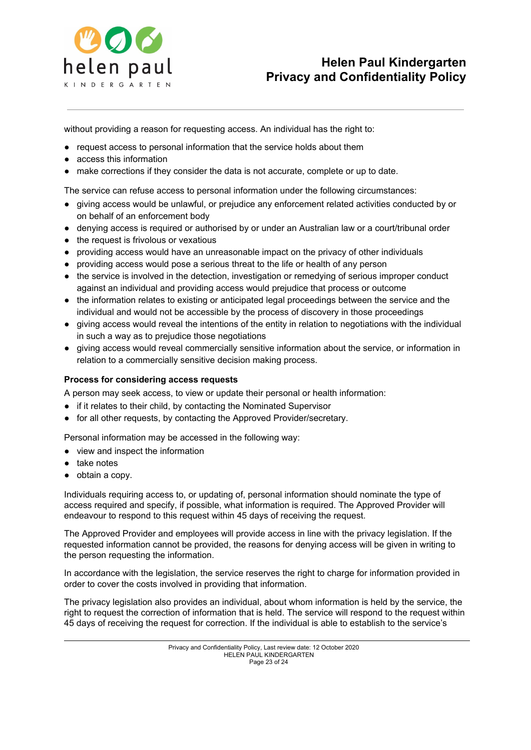without providing a reason for requesting access. An individual has the right to:

- request access to personal information that the service holds about them
- access this information
- make corrections if they consider the data is not accurate, complete or up to date.

The service can refuse access to personal information under the following circumstances:

- giving access would be unlawful, or prejudice any enforcement related activities conducted by or on behalf of an enforcement body
- denying access is required or authorised by or under an Australian law or a court/tribunal order
- the request is frivolous or vexatious
- providing access would have an unreasonable impact on the privacy of other individuals
- providing access would pose a serious threat to the life or health of any person
- the service is involved in the detection, investigation or remedying of serious improper conduct against an individual and providing access would prejudice that process or outcome
- the information relates to existing or anticipated legal proceedings between the service and the individual and would not be accessible by the process of discovery in those proceedings
- giving access would reveal the intentions of the entity in relation to negotiations with the individual in such a way as to prejudice those negotiations
- giving access would reveal commercially sensitive information about the service, or information in relation to a commercially sensitive decision making process.

**Process for considering access requests**

A person may seek access, to view or update their personal or health information:

- if it relates to their child, by contacting the Nominated Supervisor
- for all other requests, by contacting the Approved Provider/secretary.

Personal information may be accessed in the following way:

- view and inspect the information
- take notes
- obtain a copy.

Individuals requiring access to, or updating of, personal information should nominate the type of access required and specify, if possible, what information is required. The Approved Provider will endeavour to respond to this request within 45 days of receiving the request.

The Approved Provider and employees will provide access in line with the privacy legislation. If the requested information cannot be provided, the reasons for denying access will be given in writing to the person requesting the information.

In accordance with the legislation, the service reserves the right to charge for information provided in order to cover the costs involved in providing that information.

The privacy legislation also provides an individual, about whom information is held by the service, the right to request the correction of information that is held. The service will respond to the request within 45 days of receiving the request for correction. If the individual is able to establish to the service's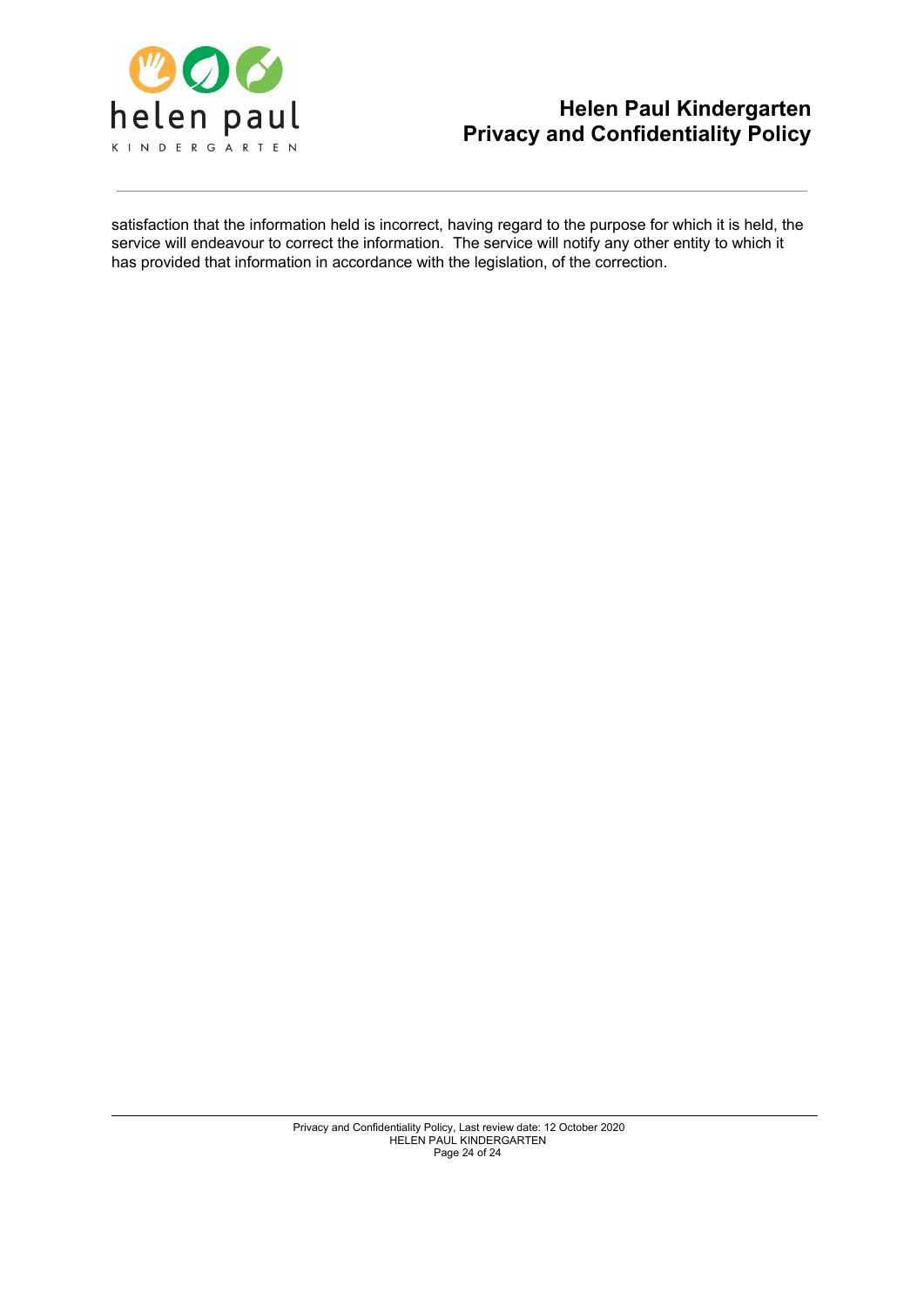satisfaction that the information held is incorrect, having regard to the purpose for which it is held, the service will endeavour to correct the information. The service will notify any other entity to which it has provided that information in accordance with the legislation, of the correction.